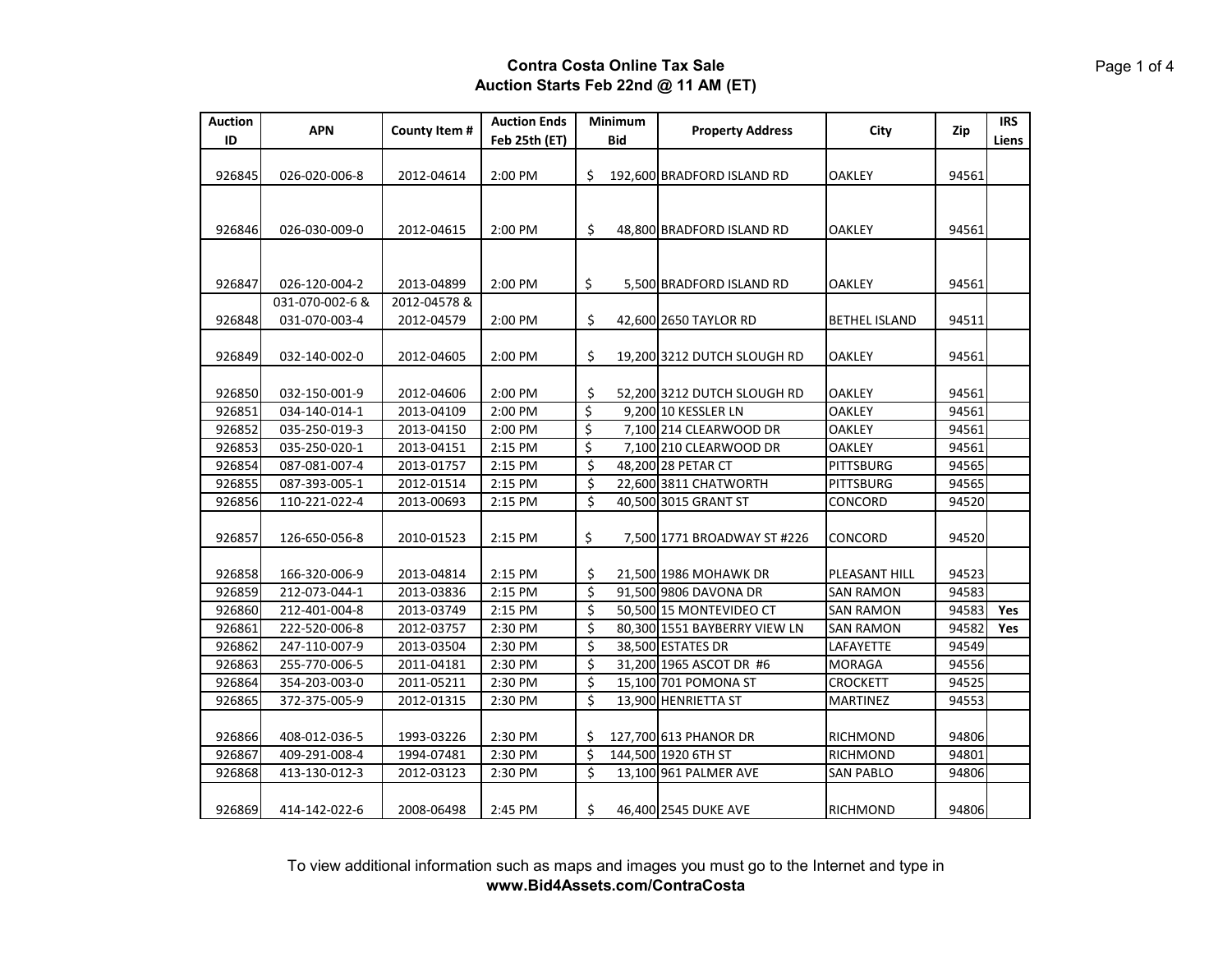# Contra Costa Online Tax Sale
## Auction Starts Feb 22nd @ 11 AM (ET)

| Auction ID | APN | County Item # | Auction Ends Feb 25th (ET) | Minimum Bid | Property Address | City | Zip | IRS Liens |
|---|---|---|---|---|---|---|---|---|
| 926845 | 026-020-006-8 | 2012-04614 | 2:00 PM | $ 192,600 | BRADFORD ISLAND RD | OAKLEY | 94561 | |
| 926846 | 026-030-009-0 | 2012-04615 | 2:00 PM | $ 48,800 | BRADFORD ISLAND RD | OAKLEY | 94561 | |
| 926847 | 026-120-004-2 | 2013-04899 | 2:00 PM | $ 5,500 | BRADFORD ISLAND RD | OAKLEY | 94561 | |
| 926848 | 031-070-002-6 & 031-070-003-4 | 2012-04578 & 2012-04579 | 2:00 PM | $ 42,600 | 2650 TAYLOR RD | BETHEL ISLAND | 94511 | |
| 926849 | 032-140-002-0 | 2012-04605 | 2:00 PM | $ 19,200 | 3212 DUTCH SLOUGH RD | OAKLEY | 94561 | |
| 926850 | 032-150-001-9 | 2012-04606 | 2:00 PM | $ 52,200 | 3212 DUTCH SLOUGH RD | OAKLEY | 94561 | |
| 926851 | 034-140-014-1 | 2013-04109 | 2:00 PM | $ 9,200 | 10 KESSLER LN | OAKLEY | 94561 | |
| 926852 | 035-250-019-3 | 2013-04150 | 2:00 PM | $ 7,100 | 214 CLEARWOOD DR | OAKLEY | 94561 | |
| 926853 | 035-250-020-1 | 2013-04151 | 2:15 PM | $ 7,100 | 210 CLEARWOOD DR | OAKLEY | 94561 | |
| 926854 | 087-081-007-4 | 2013-01757 | 2:15 PM | $ 48,200 | 28 PETAR CT | PITTSBURG | 94565 | |
| 926855 | 087-393-005-1 | 2012-01514 | 2:15 PM | $ 22,600 | 3811 CHATWORTH | PITTSBURG | 94565 | |
| 926856 | 110-221-022-4 | 2013-00693 | 2:15 PM | $ 40,500 | 3015 GRANT ST | CONCORD | 94520 | |
| 926857 | 126-650-056-8 | 2010-01523 | 2:15 PM | $ 7,500 | 1771 BROADWAY ST #226 | CONCORD | 94520 | |
| 926858 | 166-320-006-9 | 2013-04814 | 2:15 PM | $ 21,500 | 1986 MOHAWK DR | PLEASANT HILL | 94523 | |
| 926859 | 212-073-044-1 | 2013-03836 | 2:15 PM | $ 91,500 | 9806 DAVONA DR | SAN RAMON | 94583 | |
| 926860 | 212-401-004-8 | 2013-03749 | 2:15 PM | $ 50,500 | 15 MONTEVIDEO CT | SAN RAMON | 94583 | **Yes** |
| 926861 | 222-520-006-8 | 2012-03757 | 2:30 PM | $ 80,300 | 1551 BAYBERRY VIEW LN | SAN RAMON | 94582 | **Yes** |
| 926862 | 247-110-007-9 | 2013-03504 | 2:30 PM | $ 38,500 | ESTATES DR | LAFAYETTE | 94549 | |
| 926863 | 255-770-006-5 | 2011-04181 | 2:30 PM | $ 31,200 | 1965 ASCOT DR #6 | MORAGA | 94556 | |
| 926864 | 354-203-003-0 | 2011-05211 | 2:30 PM | $ 15,100 | 701 POMONA ST | CROCKETT | 94525 | |
| 926865 | 372-375-005-9 | 2012-01315 | 2:30 PM | $ 13,900 | HENRIETTA ST | MARTINEZ | 94553 | |
| 926866 | 408-012-036-5 | 1993-03226 | 2:30 PM | $ 127,700 | 613 PHANOR DR | RICHMOND | 94806 | |
| 926867 | 409-291-008-4 | 1994-07481 | 2:30 PM | $ 144,500 | 1920 6TH ST | RICHMOND | 94801 | |
| 926868 | 413-130-012-3 | 2012-03123 | 2:30 PM | $ 13,100 | 961 PALMER AVE | SAN PABLO | 94806 | |
| 926869 | 414-142-022-6 | 2008-06498 | 2:45 PM | $ 46,400 | 2545 DUKE AVE | RICHMOND | 94806 | |

To view additional information such as maps and images you must go to the Internet and type in
**www.Bid4Assets.com/ContraCosta**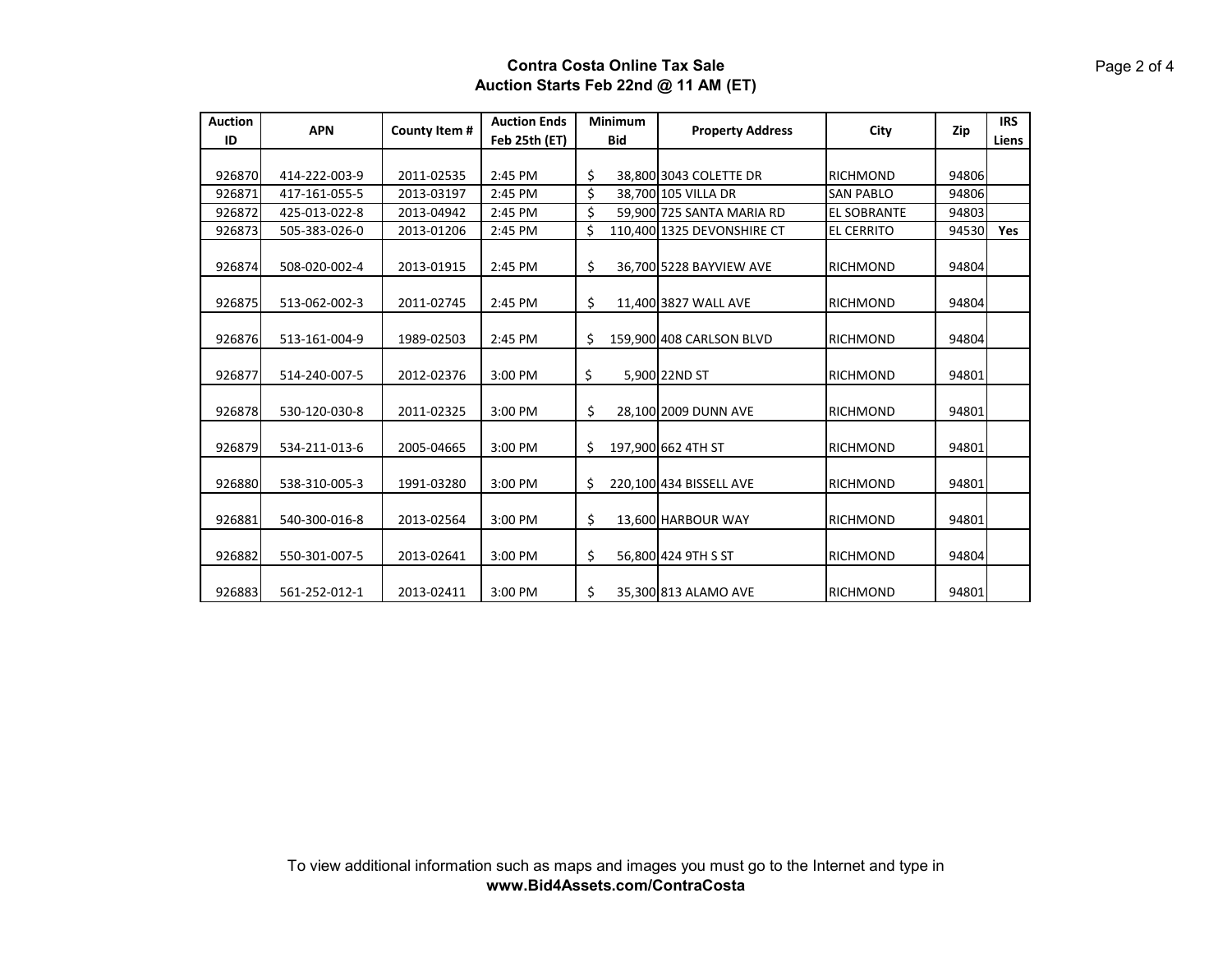**Contra Costa Online Tax Sale**
**Auction Starts Feb 22nd @ 11 AM (ET)**

| Auction ID | APN | County Item # | Auction Ends Feb 25th (ET) | Minimum Bid | Property Address | City | Zip | IRS Liens |
|---|---|---|---|---|---|---|---|---|
| 926870 | 414-222-003-9 | 2011-02535 | 2:45 PM | $ 38,800 | 3043 COLETTE DR | RICHMOND | 94806 | |
| 926871 | 417-161-055-5 | 2013-03197 | 2:45 PM | $ 38,700 | 105 VILLA DR | SAN PABLO | 94806 | |
| 926872 | 425-013-022-8 | 2013-04942 | 2:45 PM | $ 59,900 | 725 SANTA MARIA RD | EL SOBRANTE | 94803 | |
| 926873 | 505-383-026-0 | 2013-01206 | 2:45 PM | $ 110,400 | 1325 DEVONSHIRE CT | EL CERRITO | 94530 | **Yes** |
| 926874 | 508-020-002-4 | 2013-01915 | 2:45 PM | $ 36,700 | 5228 BAYVIEW AVE | RICHMOND | 94804 | |
| 926875 | 513-062-002-3 | 2011-02745 | 2:45 PM | $ 11,400 | 3827 WALL AVE | RICHMOND | 94804 | |
| 926876 | 513-161-004-9 | 1989-02503 | 2:45 PM | $ 159,900 | 408 CARLSON BLVD | RICHMOND | 94804 | |
| 926877 | 514-240-007-5 | 2012-02376 | 3:00 PM | $ 5,900 | 22ND ST | RICHMOND | 94801 | |
| 926878 | 530-120-030-8 | 2011-02325 | 3:00 PM | $ 28,100 | 2009 DUNN AVE | RICHMOND | 94801 | |
| 926879 | 534-211-013-6 | 2005-04665 | 3:00 PM | $ 197,900 | 662 4TH ST | RICHMOND | 94801 | |
| 926880 | 538-310-005-3 | 1991-03280 | 3:00 PM | $ 220,100 | 434 BISSELL AVE | RICHMOND | 94801 | |
| 926881 | 540-300-016-8 | 2013-02564 | 3:00 PM | $ 13,600 | HARBOUR WAY | RICHMOND | 94801 | |
| 926882 | 550-301-007-5 | 2013-02641 | 3:00 PM | $ 56,800 | 424 9TH S ST | RICHMOND | 94804 | |
| 926883 | 561-252-012-1 | 2013-02411 | 3:00 PM | $ 35,300 | 813 ALAMO AVE | RICHMOND | 94801 | |

To view additional information such as maps and images you must go to the Internet and type in
**www.Bid4Assets.com/ContraCosta**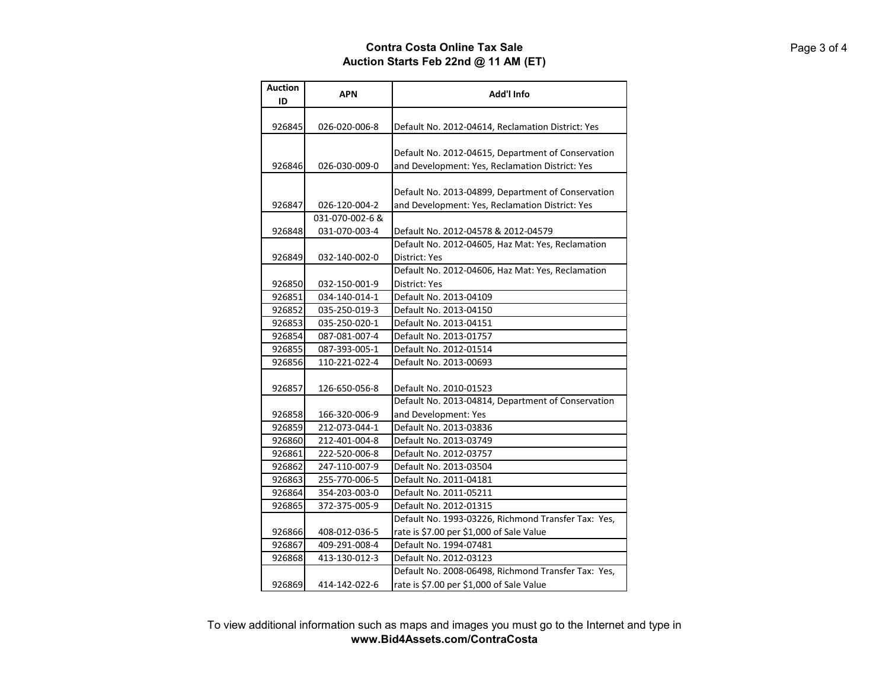**Contra Costa Online Tax Sale**
**Auction Starts Feb 22nd @ 11 AM (ET)**

| Auction ID | APN | Add'l Info |
|---|---|---|
| 926845 | 026-020-006-8 | Default No. 2012-04614, Reclamation District: Yes |
| 926846 | 026-030-009-0 | Default No. 2012-04615, Department of Conservation and Development: Yes, Reclamation District: Yes |
| 926847 | 026-120-004-2 | Default No. 2013-04899, Department of Conservation and Development: Yes, Reclamation District: Yes |
| 926848 | 031-070-002-6 & 031-070-003-4 | Default No. 2012-04578 & 2012-04579 |
| 926849 | 032-140-002-0 | Default No. 2012-04605, Haz Mat: Yes, Reclamation District: Yes |
| 926850 | 032-150-001-9 | Default No. 2012-04606, Haz Mat: Yes, Reclamation District: Yes |
| 926851 | 034-140-014-1 | Default No. 2013-04109 |
| 926852 | 035-250-019-3 | Default No. 2013-04150 |
| 926853 | 035-250-020-1 | Default No. 2013-04151 |
| 926854 | 087-081-007-4 | Default No. 2013-01757 |
| 926855 | 087-393-005-1 | Default No. 2012-01514 |
| 926856 | 110-221-022-4 | Default No. 2013-00693 |
| 926857 | 126-650-056-8 | Default No. 2010-01523 |
| 926858 | 166-320-006-9 | Default No. 2013-04814, Department of Conservation and Development: Yes |
| 926859 | 212-073-044-1 | Default No. 2013-03836 |
| 926860 | 212-401-004-8 | Default No. 2013-03749 |
| 926861 | 222-520-006-8 | Default No. 2012-03757 |
| 926862 | 247-110-007-9 | Default No. 2013-03504 |
| 926863 | 255-770-006-5 | Default No. 2011-04181 |
| 926864 | 354-203-003-0 | Default No. 2011-05211 |
| 926865 | 372-375-005-9 | Default No. 2012-01315 |
| 926866 | 408-012-036-5 | Default No. 1993-03226, Richmond Transfer Tax: Yes, rate is $7.00 per $1,000 of Sale Value |
| 926867 | 409-291-008-4 | Default No. 1994-07481 |
| 926868 | 413-130-012-3 | Default No. 2012-03123 |
| 926869 | 414-142-022-6 | Default No. 2008-06498, Richmond Transfer Tax: Yes, rate is $7.00 per $1,000 of Sale Value |

To view additional information such as maps and images you must go to the Internet and type in
**www.Bid4Assets.com/ContraCosta**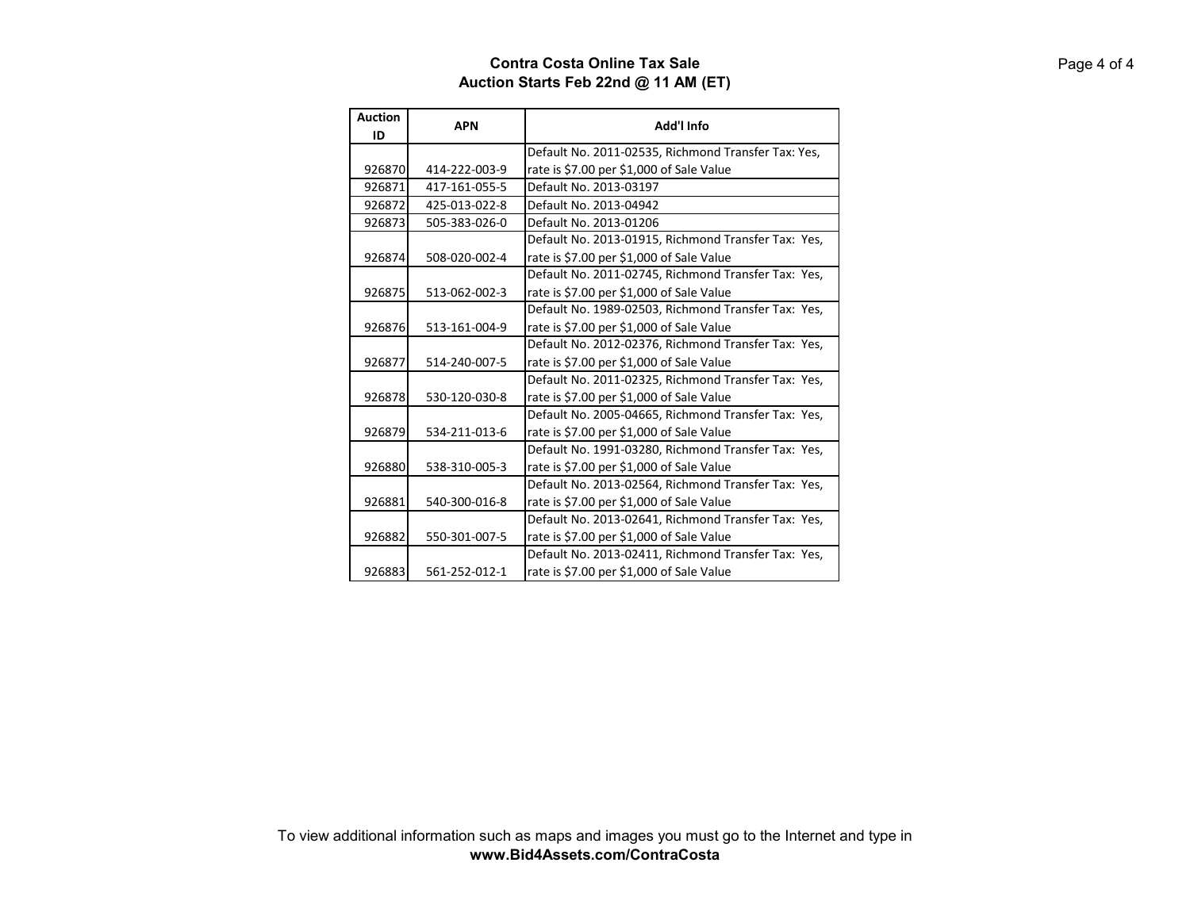**Contra Costa Online Tax Sale**
**Auction Starts Feb 22nd @ 11 AM (ET)**

| Auction ID | APN | Add'l Info |
|---|---|---|
| 926870 | 414-222-003-9 | Default No. 2011-02535, Richmond Transfer Tax: Yes, rate is $7.00 per $1,000 of Sale Value |
| 926871 | 417-161-055-5 | Default No. 2013-03197 |
| 926872 | 425-013-022-8 | Default No. 2013-04942 |
| 926873 | 505-383-026-0 | Default No. 2013-01206 |
| 926874 | 508-020-002-4 | Default No. 2013-01915, Richmond Transfer Tax: Yes, rate is $7.00 per $1,000 of Sale Value |
| 926875 | 513-062-002-3 | Default No. 2011-02745, Richmond Transfer Tax: Yes, rate is $7.00 per $1,000 of Sale Value |
| 926876 | 513-161-004-9 | Default No. 1989-02503, Richmond Transfer Tax: Yes, rate is $7.00 per $1,000 of Sale Value |
| 926877 | 514-240-007-5 | Default No. 2012-02376, Richmond Transfer Tax: Yes, rate is $7.00 per $1,000 of Sale Value |
| 926878 | 530-120-030-8 | Default No. 2011-02325, Richmond Transfer Tax: Yes, rate is $7.00 per $1,000 of Sale Value |
| 926879 | 534-211-013-6 | Default No. 2005-04665, Richmond Transfer Tax: Yes, rate is $7.00 per $1,000 of Sale Value |
| 926880 | 538-310-005-3 | Default No. 1991-03280, Richmond Transfer Tax: Yes, rate is $7.00 per $1,000 of Sale Value |
| 926881 | 540-300-016-8 | Default No. 2013-02564, Richmond Transfer Tax: Yes, rate is $7.00 per $1,000 of Sale Value |
| 926882 | 550-301-007-5 | Default No. 2013-02641, Richmond Transfer Tax: Yes, rate is $7.00 per $1,000 of Sale Value |
| 926883 | 561-252-012-1 | Default No. 2013-02411, Richmond Transfer Tax: Yes, rate is $7.00 per $1,000 of Sale Value |

To view additional information such as maps and images you must go to the Internet and type in
**www.Bid4Assets.com/ContraCosta**